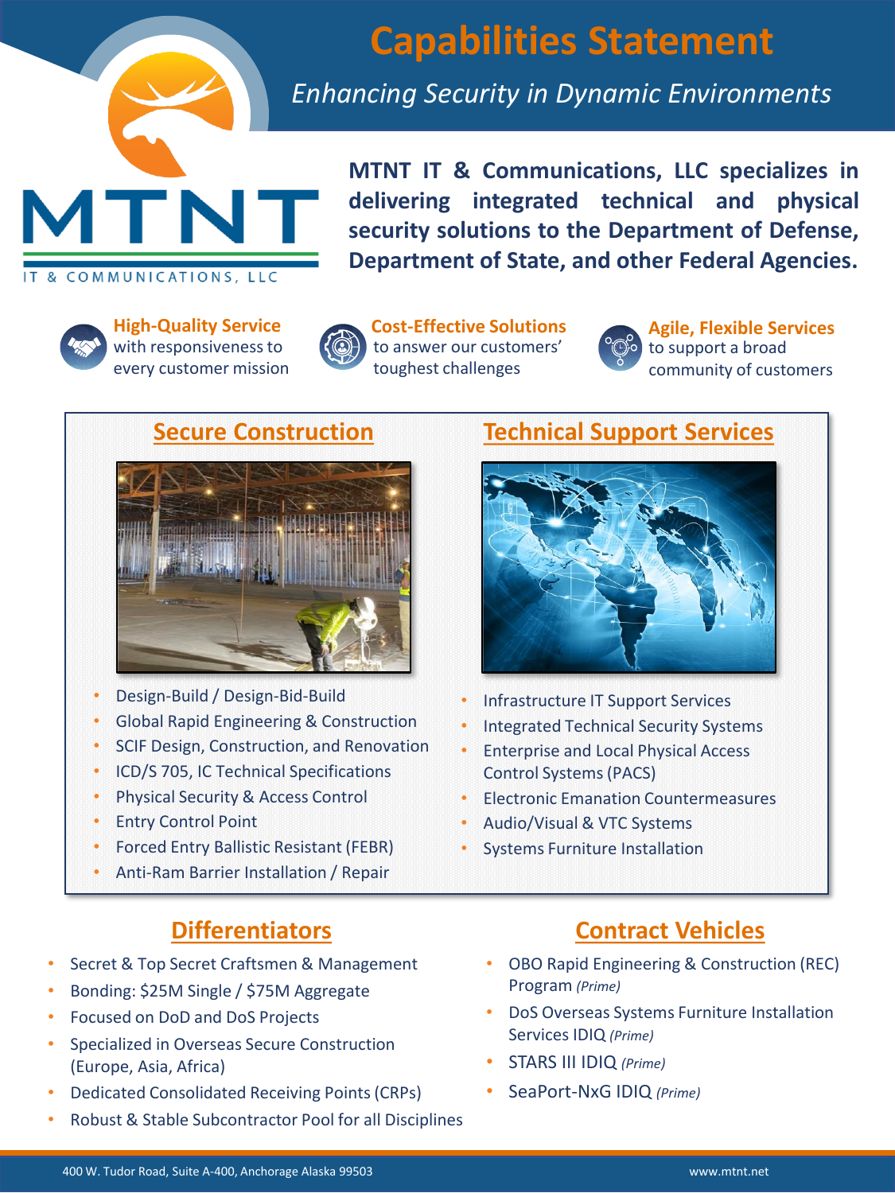# Capabilities Statement

*Enhancing Security in Dynamic Environments*

MTNT IT & COMMUNICATIONS, LLC

**MTNT IT & Communications, LLC specializes in delivering integrated technical and physical security solutions to the Department of Defense, Department of State, and other Federal Agencies.**

**High-Quality Service** with responsiveness to every customer mission

**Cost-Effective Solutions** to answer our customers' toughest challenges

**Agile, Flexible Services** to support a broad community of customers

## Secure Construction

- Design-Build / Design-Bid-Build
- Global Rapid Engineering & Construction
- SCIF Design, Construction, and Renovation
- ICD/S 705, IC Technical Specifications
- Physical Security & Access Control
- Entry Control Point
- Forced Entry Ballistic Resistant (FEBR)
- Anti-Ram Barrier Installation / Repair

## Technical Support Services

- Infrastructure IT Support Services
- Integrated Technical Security Systems
- Enterprise and Local Physical Access Control Systems (PACS)
- Electronic Emanation Countermeasures
- Audio/Visual & VTC Systems
- Systems Furniture Installation

## Differentiators

- Secret & Top Secret Craftsmen & Management
- Bonding: $25M Single / $75M Aggregate
- Focused on DoD and DoS Projects
- Specialized in Overseas Secure Construction (Europe, Asia, Africa)
- Dedicated Consolidated Receiving Points (CRPs)
- Robust & Stable Subcontractor Pool for all Disciplines

## Contract Vehicles

- OBO Rapid Engineering & Construction (REC) Program *(Prime)*
- DoS Overseas Systems Furniture Installation Services IDIQ *(Prime)*
- STARS III IDIQ *(Prime)*
- SeaPort-NxG IDIQ *(Prime)*

400 W. Tudor Road, Suite A-400, Anchorage Alaska 99503

www.mtnt.net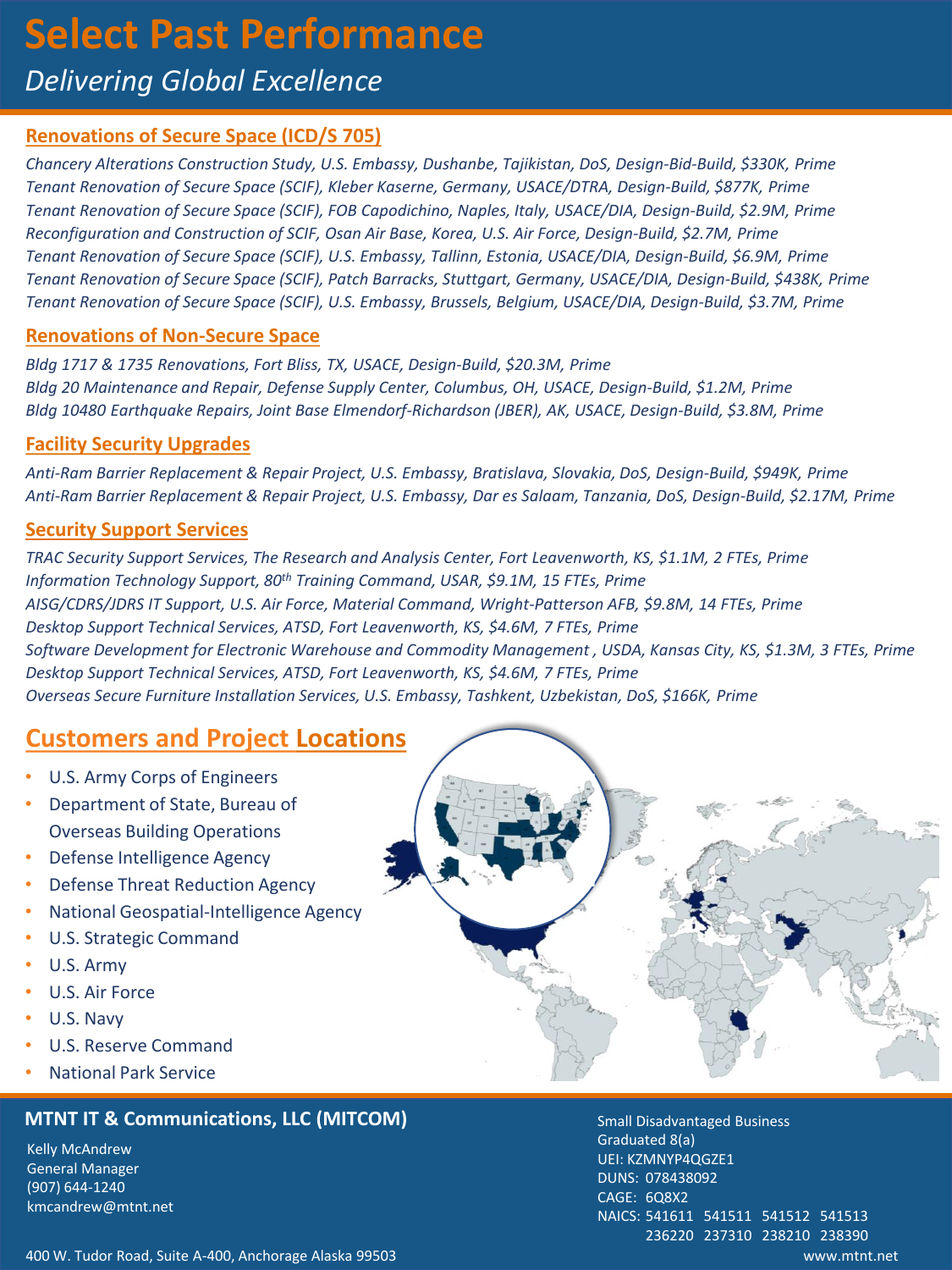# Select Past Performance

*Delivering Global Excellence*

## Renovations of Secure Space (ICD/S 705)

*Chancery Alterations Construction Study, U.S. Embassy, Dushanbe, Tajikistan, DoS, Design-Bid-Build, $330K, Prime*
*Tenant Renovation of Secure Space (SCIF), Kleber Kaserne, Germany, USACE/DTRA, Design-Build, $877K, Prime*
*Tenant Renovation of Secure Space (SCIF), FOB Capodichino, Naples, Italy, USACE/DIA, Design-Build, $2.9M, Prime*
*Reconfiguration and Construction of SCIF, Osan Air Base, Korea, U.S. Air Force, Design-Build, $2.7M, Prime*
*Tenant Renovation of Secure Space (SCIF), U.S. Embassy, Tallinn, Estonia, USACE/DIA, Design-Build, $6.9M, Prime*
*Tenant Renovation of Secure Space (SCIF), Patch Barracks, Stuttgart, Germany, USACE/DIA, Design-Build, $438K, Prime*
*Tenant Renovation of Secure Space (SCIF), U.S. Embassy, Brussels, Belgium, USACE/DIA, Design-Build, $3.7M, Prime*

## Renovations of Non-Secure Space

*Bldg 1717 & 1735 Renovations, Fort Bliss, TX, USACE, Design-Build, $20.3M, Prime*
*Bldg 20 Maintenance and Repair, Defense Supply Center, Columbus, OH, USACE, Design-Build, $1.2M, Prime*
*Bldg 10480 Earthquake Repairs, Joint Base Elmendorf-Richardson (JBER), AK, USACE, Design-Build, $3.8M, Prime*

## Facility Security Upgrades

*Anti-Ram Barrier Replacement & Repair Project, U.S. Embassy, Bratislava, Slovakia, DoS, Design-Build, $949K, Prime*
*Anti-Ram Barrier Replacement & Repair Project, U.S. Embassy, Dar es Salaam, Tanzania, DoS, Design-Build, $2.17M, Prime*

## Security Support Services

*TRAC Security Support Services, The Research and Analysis Center, Fort Leavenworth, KS, $1.1M, 2 FTEs, Prime*
*Information Technology Support, 80th Training Command, USAR, $9.1M, 15 FTEs, Prime*
*AISG/CDRS/JDRS IT Support, U.S. Air Force, Material Command, Wright-Patterson AFB, $9.8M, 14 FTEs, Prime*
*Desktop Support Technical Services, ATSD, Fort Leavenworth, KS, $4.6M, 7 FTEs, Prime*
*Software Development for Electronic Warehouse and Commodity Management , USDA, Kansas City, KS, $1.3M, 3 FTEs, Prime*
*Desktop Support Technical Services, ATSD, Fort Leavenworth, KS, $4.6M, 7 FTEs, Prime*
*Overseas Secure Furniture Installation Services, U.S. Embassy, Tashkent, Uzbekistan, DoS, $166K, Prime*

## Customers and Project Locations

- U.S. Army Corps of Engineers
- Department of State, Bureau of Overseas Building Operations
- Defense Intelligence Agency
- Defense Threat Reduction Agency
- National Geospatial-Intelligence Agency
- U.S. Strategic Command
- U.S. Army
- U.S. Air Force
- U.S. Navy
- U.S. Reserve Command
- National Park Service

**MTNT IT & Communications, LLC (MITCOM)**

Kelly McAndrew
General Manager
(907) 644-1240
kmcandrew@mtnt.net

Small Disadvantaged Business
Graduated 8(a)
UEI: KZMNYP4QGZE1
DUNS: 078438092
CAGE: 6Q8X2
NAICS: 541611 541511 541512 541513 236220 237310 238210 238390

400 W. Tudor Road, Suite A-400, Anchorage Alaska 99503

www.mtnt.net